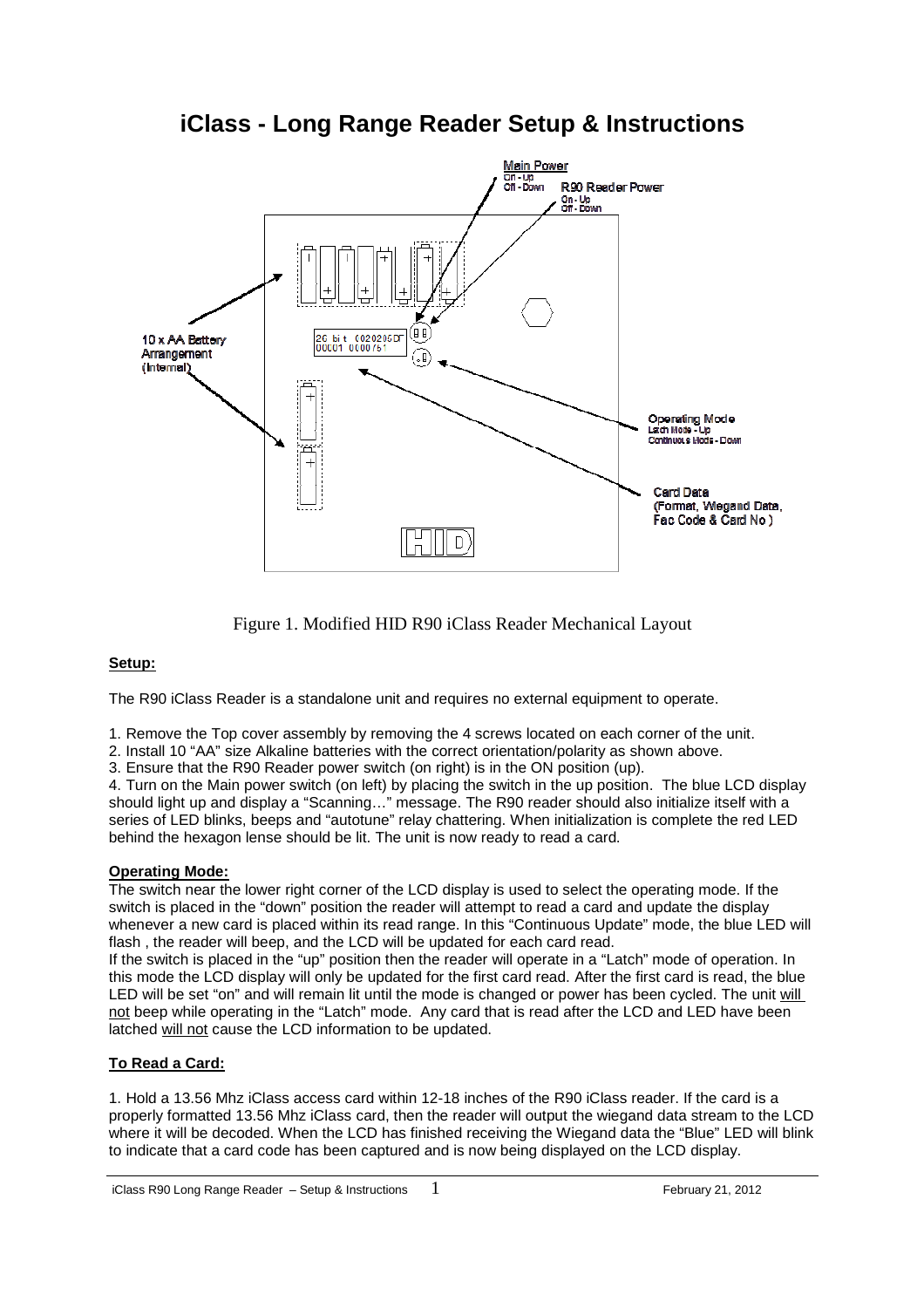# iClass - Long Range Reader Setup & Instructions

Figure 1. Modified HID R90 iClass Reader Mechanical Layout

**Setup:**

The R90 iClass Reader is a standalone unit and requires no external equipment to operate.

1. Remove the Top cover assembly by removing the 4 screws located on each corner of the unit.
2. Install 10 "AA" size Alkaline batteries with the correct orientation/polarity as shown above.
3. Ensure that the R90 Reader power switch (on right) is in the ON position (up).
4. Turn on the Main power switch (on left) by placing the switch in the up position. The blue LCD display should light up and display a "Scanning…" message. The R90 reader should also initialize itself with a series of LED blinks, beeps and "autotune" relay chattering. When initialization is complete the red LED behind the hexagon lense should be lit. The unit is now ready to read a card.

**Operating Mode:**

The switch near the lower right corner of the LCD display is used to select the operating mode. If the switch is placed in the "down" position the reader will attempt to read a card and update the display whenever a new card is placed within its read range. In this "Continuous Update" mode, the blue LED will flash , the reader will beep, and the LCD will be updated for each card read.

If the switch is placed in the "up" position then the reader will operate in a "Latch" mode of operation. In this mode the LCD display will only be updated for the first card read. After the first card is read, the blue LED will be set "on" and will remain lit until the mode is changed or power has been cycled. The unit will not beep while operating in the "Latch" mode. Any card that is read after the LCD and LED have been latched will not cause the LCD information to be updated.

**To Read a Card:**

1. Hold a 13.56 Mhz iClass access card within 12-18 inches of the R90 iClass reader. If the card is a properly formatted 13.56 Mhz iClass card, then the reader will output the wiegand data stream to the LCD where it will be decoded. When the LCD has finished receiving the Wiegand data the "Blue" LED will blink to indicate that a card code has been captured and is now being displayed on the LCD display.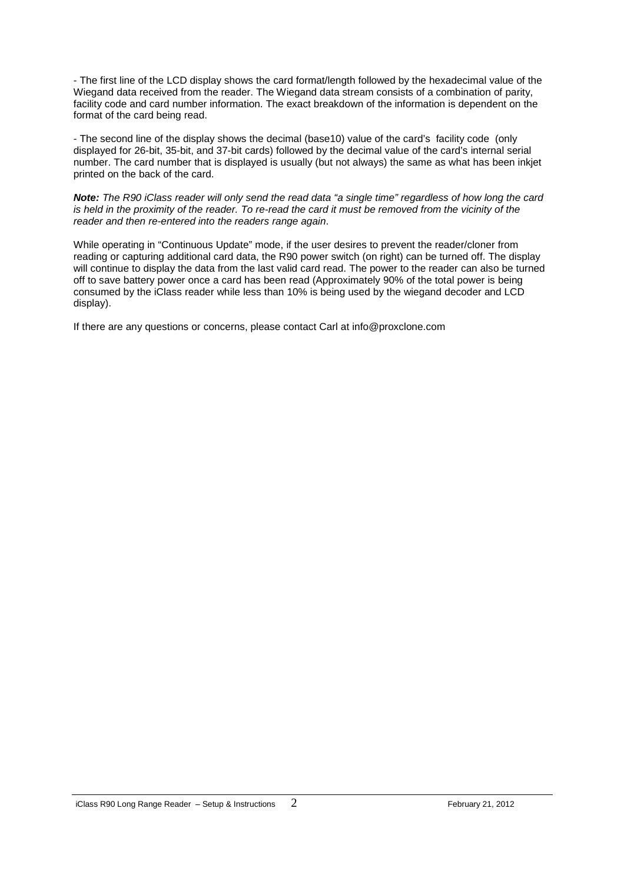- The first line of the LCD display shows the card format/length followed by the hexadecimal value of the Wiegand data received from the reader. The Wiegand data stream consists of a combination of parity, facility code and card number information. The exact breakdown of the information is dependent on the format of the card being read.

- The second line of the display shows the decimal (base10) value of the card's facility code (only displayed for 26-bit, 35-bit, and 37-bit cards) followed by the decimal value of the card's internal serial number. The card number that is displayed is usually (but not always) the same as what has been inkjet printed on the back of the card.

***Note:*** *The R90 iClass reader will only send the read data "a single time" regardless of how long the card is held in the proximity of the reader. To re-read the card it must be removed from the vicinity of the reader and then re-entered into the readers range again*.

While operating in "Continuous Update" mode, if the user desires to prevent the reader/cloner from reading or capturing additional card data, the R90 power switch (on right) can be turned off. The display will continue to display the data from the last valid card read. The power to the reader can also be turned off to save battery power once a card has been read (Approximately 90% of the total power is being consumed by the iClass reader while less than 10% is being used by the wiegand decoder and LCD display).

If there are any questions or concerns, please contact Carl at info@proxclone.com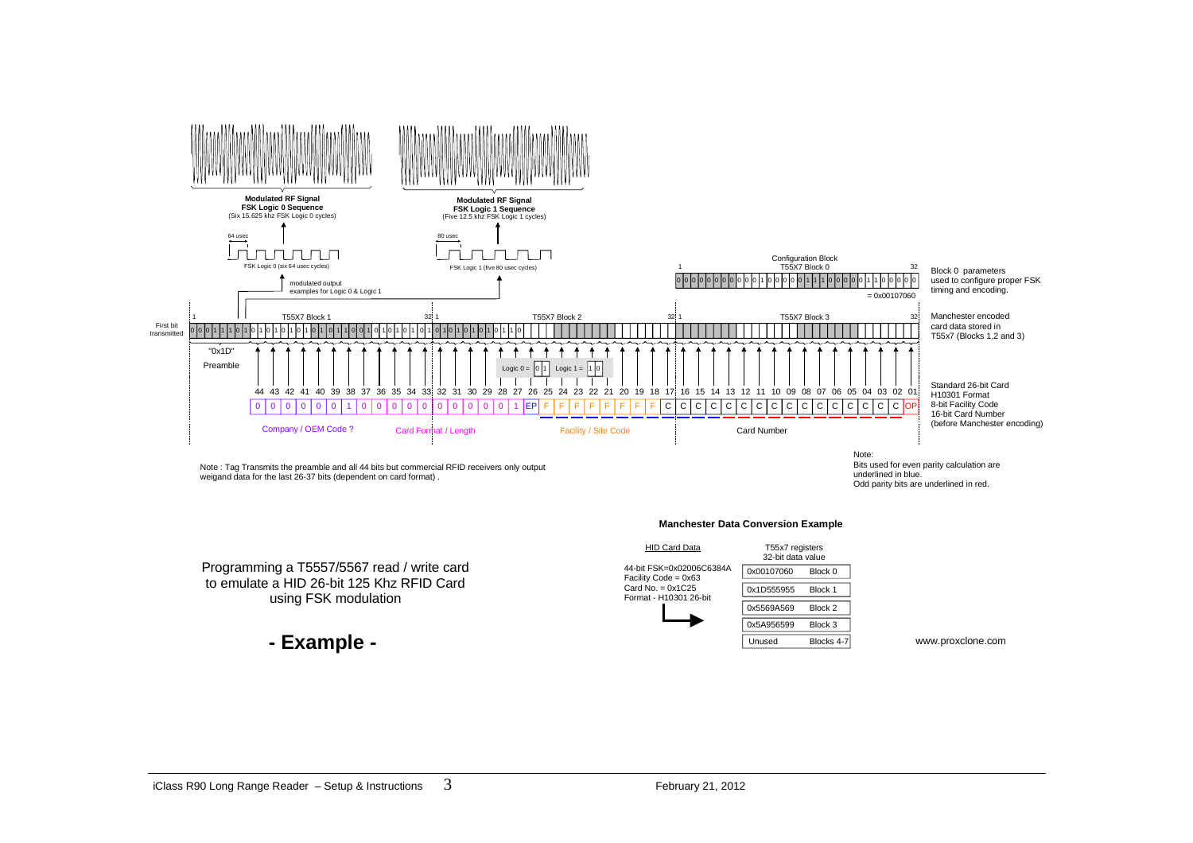Modulated RF Signal
FSK Logic 0 Sequence
(Six 15.625 khz FSK Logic 0 cycles)

Modulated RF Signal
FSK Logic 1 Sequence
(Five 12.5 khz FSK Logic 1 cycles)

64 usec — FSK Logic 0 (six 64 usec cycles)

80 usec — FSK Logic 1 (five 80 usec cycles)

modulated output examples for Logic 0 & Logic 1

Configuration Block
T55X7 Block 0

0 0 0 0 0 0 0 0 0 0 0 1 0 0 0 0 0 1 1 1 0 0 0 0 0 1 1 0 0 0 0 0 = 0x00107060

Block 0 parameters used to configure proper FSK timing and encoding.

First bit transmitted

T55X7 Block 1 | T55X7 Block 2 | T55X7 Block 3

0 0 0 1 1 1 0 1 0 1 0 1 0 1 0 1 0 1 0 1 1 0 0 1 0 1 0 1 0 1 0 1 0 1 0 1 0 1 0 1 0 1 0 1 1 0

Manchester encoded card data stored in T55x7 (Blocks 1,2 and 3)

"0x1D" Preamble

Logic 0 = 0 1 Logic 1 = 1 0

44 43 42 41 40 39 38 37 36 35 34 33 32 31 30 29 28 27 26 25 24 23 22 21 20 19 18 17 16 15 14 13 12 11 10 09 08 07 06 05 04 03 02 01

0 0 0 0 0 0 1 0 0 0 0 0 0 0 0 0 0 1 EP F F F F F F F F C C C C C C C C C C C C C C C C OP

Company / OEM Code ? | Card Format / Length | Facility / Site Code | Card Number

Standard 26-bit Card
H10301 Format
8-bit Facility Code
16-bit Card Number
(before Manchester encoding)

Note : Tag Transmits the preamble and all 44 bits but commercial RFID receivers only output weigand data for the last 26-37 bits (dependent on card format) .

Note:
Bits used for even parity calculation are underlined in blue.
Odd parity bits are underlined in red.

### Manchester Data Conversion Example

HID Card Data

44-bit FSK=0x02006C6384A
Facility Code = 0x63
Card No. = 0x1C25
Format - H10301 26-bit

T55x7 registers 32-bit data value

| | |
|---|---|
| 0x00107060 | Block 0 |
| 0x1D555955 | Block 1 |
| 0x5569A569 | Block 2 |
| 0x5A956599 | Block 3 |
| Unused | Blocks 4-7 |

Programming a T5557/5567 read / write card to emulate a HID 26-bit 125 Khz RFID Card using FSK modulation

## - Example -

www.proxclone.com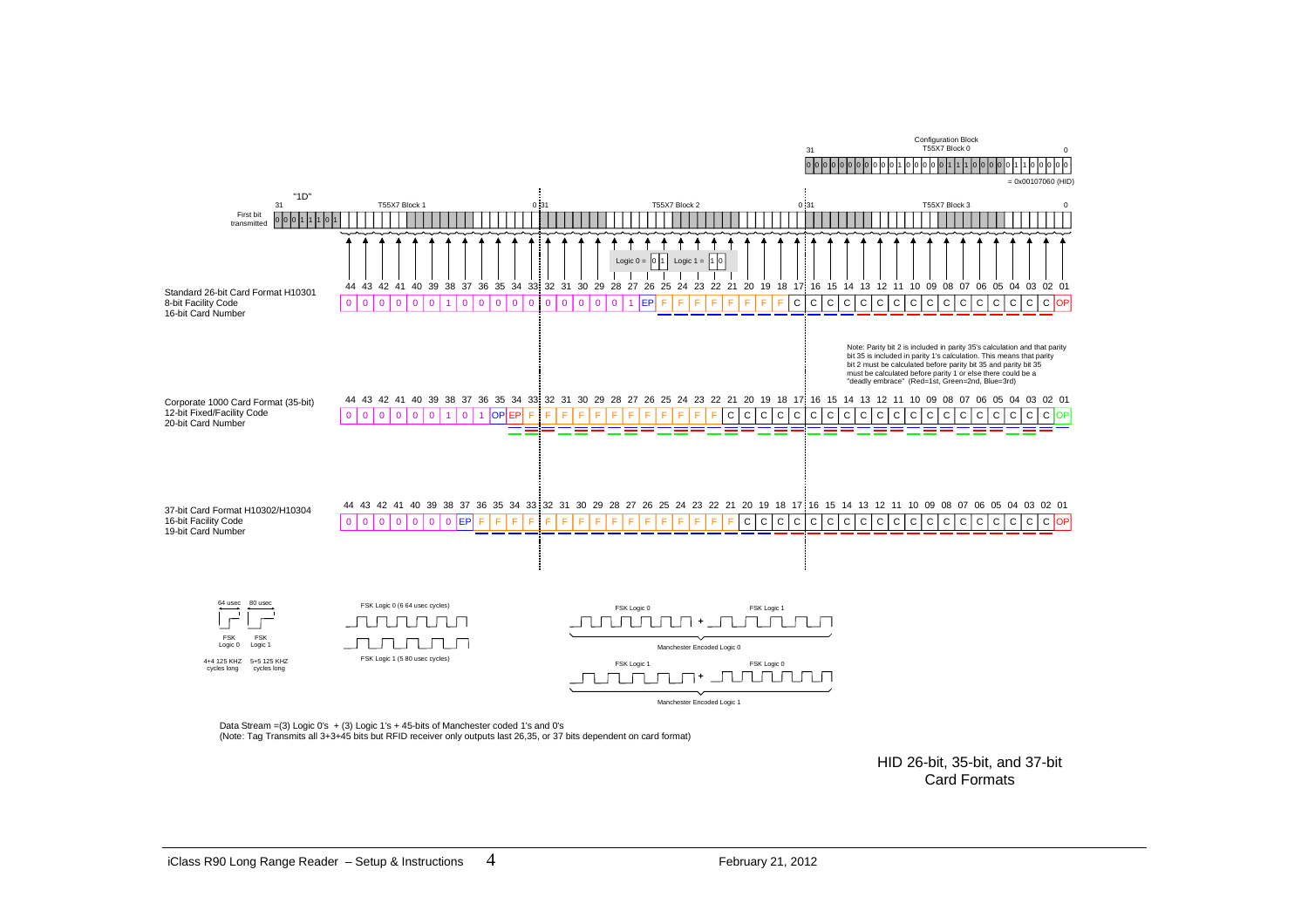Configuration Block
T55X7 Block 0

31 0

0 0 0 0 0 0 0 0 0 0 0 1 0 0 0 0 0 1 1 1 0 0 0 0 0 1 1 0 0 0 0 0

= 0x00107060 (HID)

"1D"

First bit transmitted

31 T55X7 Block 1 0 31 T55X7 Block 2 0 31 T55X7 Block 3 0

0 0 0 1 1 1 0 1

Logic 0 = 0 1 Logic 1 = 1 0

Standard 26-bit Card Format H10301
8-bit Facility Code
16-bit Card Number

44 43 42 41 40 39 38 37 36 35 34 33 32 31 30 29 28 27 26 25 24 23 22 21 20 19 18 17 16 15 14 13 12 11 10 09 08 07 06 05 04 03 02 01

0 0 0 0 0 0 1 0 0 0 0 0 0 0 0 0 0 1 EP F F F F F F F F C C C C C C C C C C C C C C C C OP

Note: Parity bit 2 is included in parity 35's calculation and that parity bit 35 is included in parity 1's calculation. This means that parity bit 2 must be calculated before parity bit 35 and parity bit 35 must be calculated before parity 1 or else there could be a "deadly embrace" (Red=1st, Green=2nd, Blue=3rd)

Corporate 1000 Card Format (35-bit)
12-bit Fixed/Facility Code
20-bit Card Number

44 43 42 41 40 39 38 37 36 35 34 33 32 31 30 29 28 27 26 25 24 23 22 21 20 19 18 17 16 15 14 13 12 11 10 09 08 07 06 05 04 03 02 01

0 0 0 0 0 0 1 0 1 OP EP F F F F F F F F F F F F C C C C C C C C C C C C C C C C C C C C OP

37-bit Card Format H10302/H10304
16-bit Facility Code
19-bit Card Number

44 43 42 41 40 39 38 37 36 35 34 33 32 31 30 29 28 27 26 25 24 23 22 21 20 19 18 17 16 15 14 13 12 11 10 09 08 07 06 05 04 03 02 01

0 0 0 0 0 0 0 EP F F F F F F F F F F F F F F F F C C C C C C C C C C C C C C C C C C C OP

64 usec 80 usec

FSK Logic 0 FSK Logic 1

4+4 125 KHZ cycles long 5+5 125 KHZ cycles long

FSK Logic 0 (6 64 usec cycles)

FSK Logic 1 (5 80 usec cycles)

FSK Logic 0 + FSK Logic 1

Manchester Encoded Logic 0

FSK Logic 1 + FSK Logic 0

Manchester Encoded Logic 1

Data Stream =(3) Logic 0's + (3) Logic 1's + 45-bits of Manchester coded 1's and 0's
(Note: Tag Transmits all 3+3+45 bits but RFID receiver only outputs last 26,35, or 37 bits dependent on card format)

HID 26-bit, 35-bit, and 37-bit
Card Formats